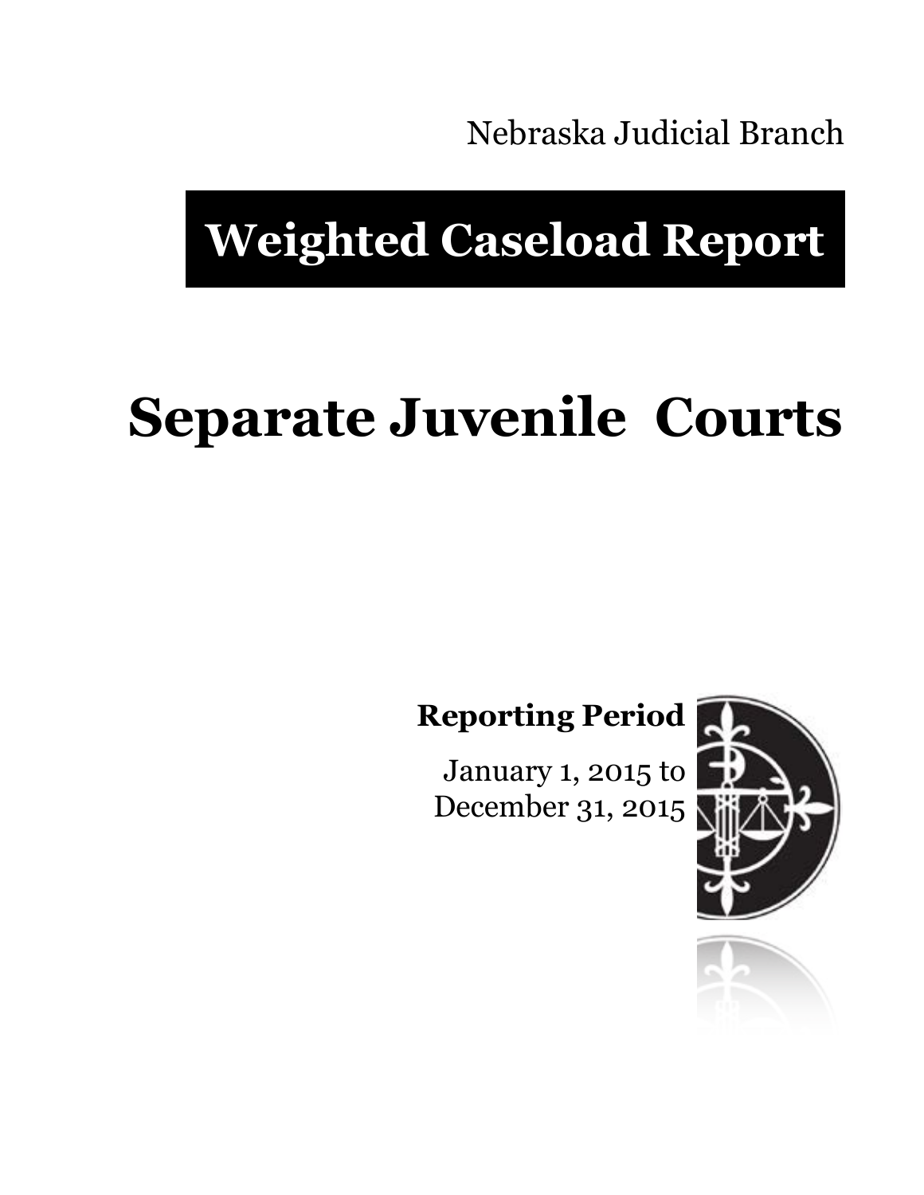Nebraska Judicial Branch

# Weighted Caseload Report

# Separate Juvenile Courts

**Reporting Period**

January 1, 2015 to
December 31, 2015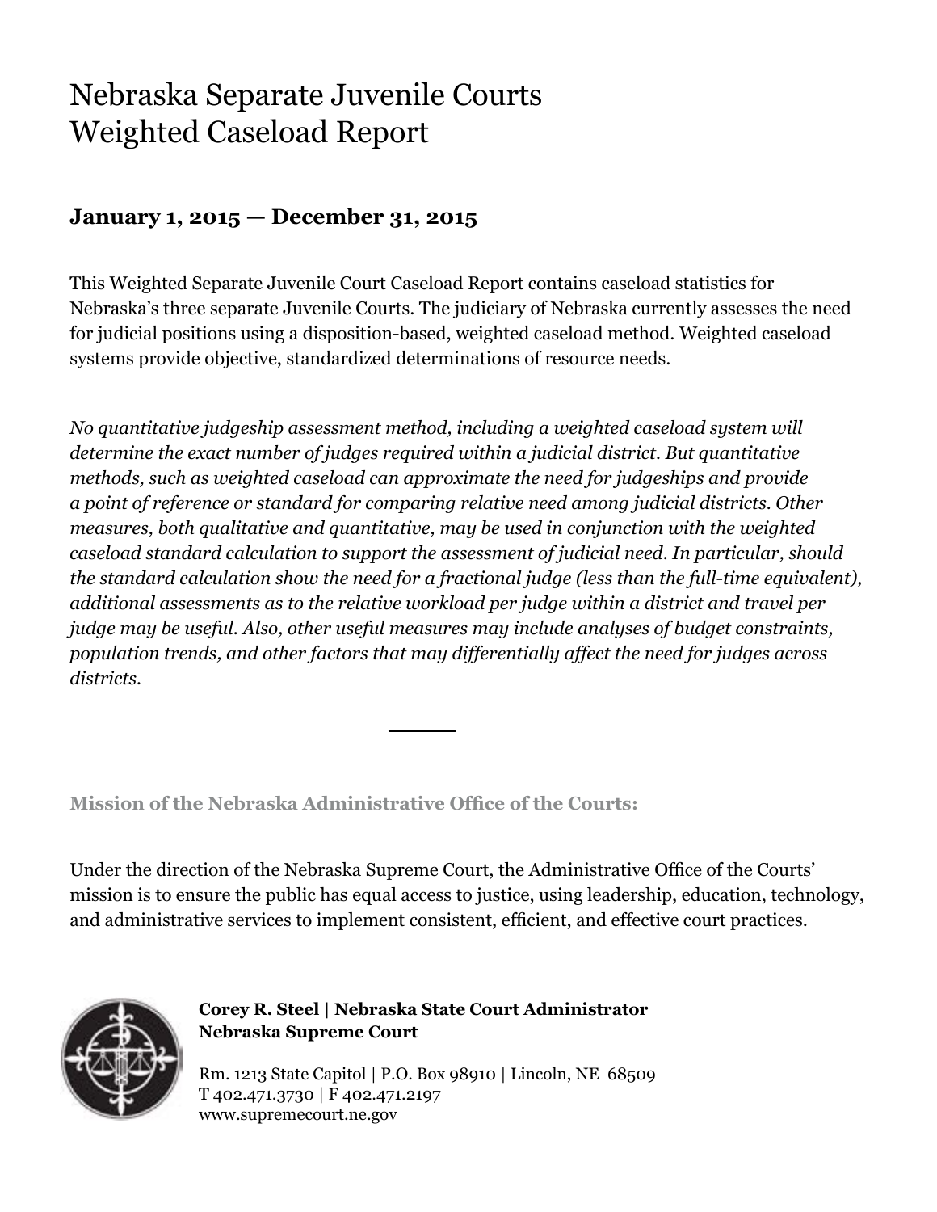# Nebraska Separate Juvenile Courts
# Weighted Caseload Report

### January 1, 2015 — December 31, 2015

This Weighted Separate Juvenile Court Caseload Report contains caseload statistics for Nebraska's three separate Juvenile Courts. The judiciary of Nebraska currently assesses the need for judicial positions using a disposition-based, weighted caseload method. Weighted caseload systems provide objective, standardized determinations of resource needs.

*No quantitative judgeship assessment method, including a weighted caseload system will determine the exact number of judges required within a judicial district. But quantitative methods, such as weighted caseload can approximate the need for judgeships and provide a point of reference or standard for comparing relative need among judicial districts. Other measures, both qualitative and quantitative, may be used in conjunction with the weighted caseload standard calculation to support the assessment of judicial need. In particular, should the standard calculation show the need for a fractional judge (less than the full-time equivalent), additional assessments as to the relative workload per judge within a district and travel per judge may be useful. Also, other useful measures may include analyses of budget constraints, population trends, and other factors that may differentially affect the need for judges across districts.*

---

**Mission of the Nebraska Administrative Office of the Courts:**

Under the direction of the Nebraska Supreme Court, the Administrative Office of the Courts' mission is to ensure the public has equal access to justice, using leadership, education, technology, and administrative services to implement consistent, efficient, and effective court practices.

**Corey R. Steel | Nebraska State Court Administrator**
**Nebraska Supreme Court**

Rm. 1213 State Capitol | P.O. Box 98910 | Lincoln, NE 68509
T 402.471.3730 | F 402.471.2197
www.supremecourt.ne.gov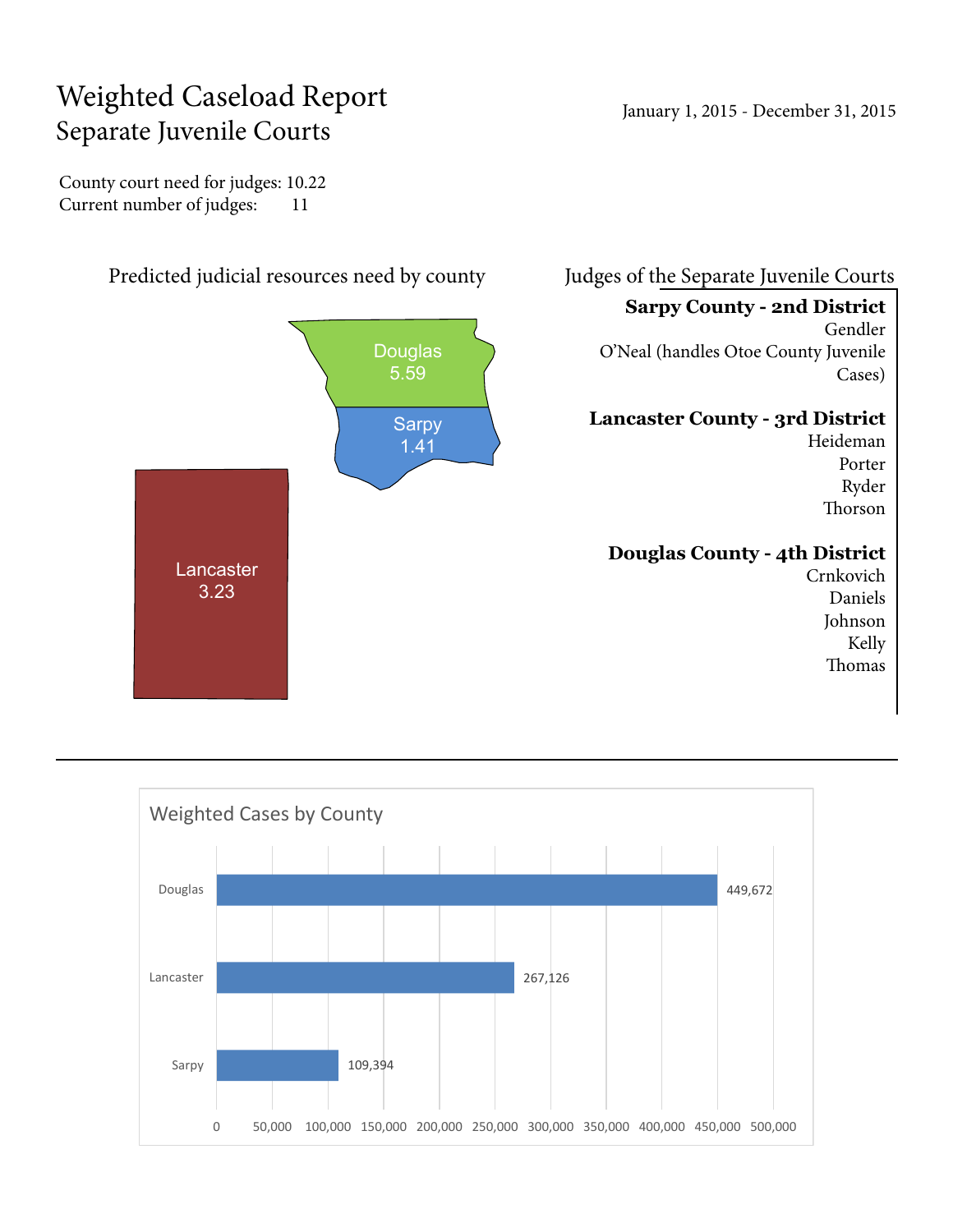# Weighted Caseload Report
## Separate Juvenile Courts

January 1, 2015 - December 31, 2015

County court need for judges: 10.22
Current number of judges: 11

### Predicted judicial resources need by county

Douglas
5.59

Sarpy
1.41

Lancaster
3.23

### Judges of the Separate Juvenile Courts

**Sarpy County - 2nd District**
Gendler
O'Neal (handles Otoe County Juvenile Cases)

**Lancaster County - 3rd District**
Heideman
Porter
Ryder
Thorson

**Douglas County - 4th District**
Crnkovich
Daniels
Johnson
Kelly
Thomas

---

Weighted Cases by County

Douglas 449,672
Lancaster 267,126
Sarpy 109,394

0 50,000 100,000 150,000 200,000 250,000 300,000 350,000 400,000 450,000 500,000